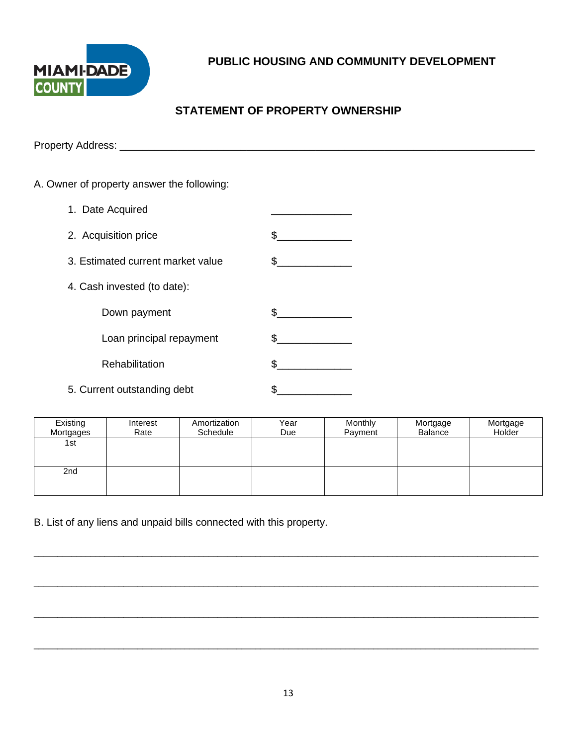MIAMI-DADE COUNTY

# PUBLIC HOUSING AND COMMUNITY DEVELOPMENT

## STATEMENT OF PROPERTY OWNERSHIP

Property Address: ___________________________________________________________________________

A. Owner of property answer the following:

1. Date Acquired ______________
2. Acquisition price $_____________
3. Estimated current market value $_____________
4. Cash invested (to date):
   - Down payment $_____________
   - Loan principal repayment $_____________
   - Rehabilitation $_____________
5. Current outstanding debt $_____________

| Existing Mortgages | Interest Rate | Amortization Schedule | Year Due | Monthly Payment | Mortgage Balance | Mortgage Holder |
|---|---|---|---|---|---|---|
| 1st | | | | | | |
| 2nd | | | | | | |

B. List of any liens and unpaid bills connected with this property.

_____________________________________________________________________________________

_____________________________________________________________________________________

_____________________________________________________________________________________

_____________________________________________________________________________________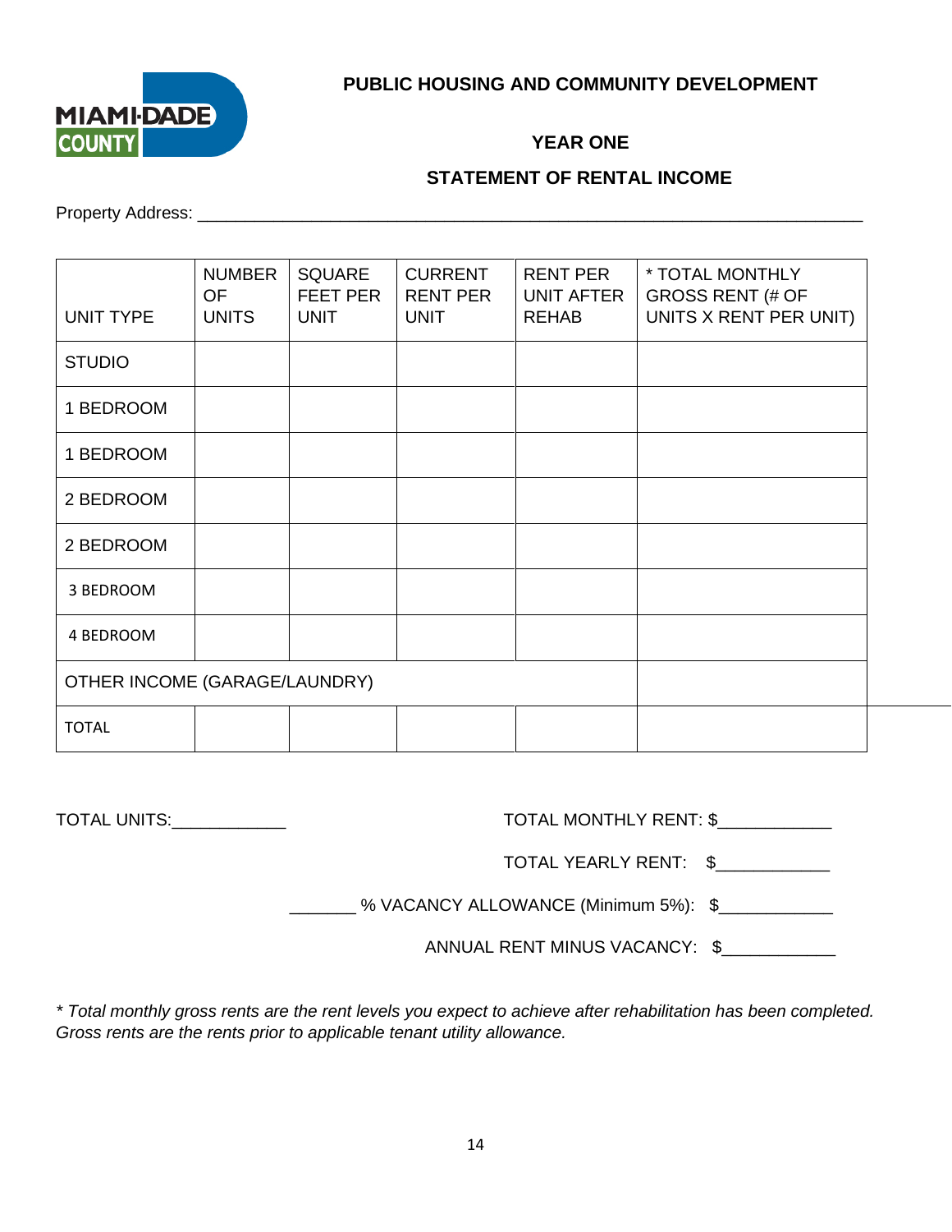**MIAMI-DADE COUNTY**

## PUBLIC HOUSING AND COMMUNITY DEVELOPMENT

### YEAR ONE

### STATEMENT OF RENTAL INCOME

Property Address: ___________________________________________________________________________

| UNIT TYPE | NUMBER OF UNITS | SQUARE FEET PER UNIT | CURRENT RENT PER UNIT | RENT PER UNIT AFTER REHAB | * TOTAL MONTHLY GROSS RENT (# OF UNITS X RENT PER UNIT) |
|---|---|---|---|---|---|
| STUDIO | | | | | |
| 1 BEDROOM | | | | | |
| 1 BEDROOM | | | | | |
| 2 BEDROOM | | | | | |
| 2 BEDROOM | | | | | |
| 3 BEDROOM | | | | | |
| 4 BEDROOM | | | | | |
| OTHER INCOME (GARAGE/LAUNDRY) | | | | | |
| TOTAL | | | | | |

TOTAL UNITS:____________

TOTAL MONTHLY RENT: $____________

TOTAL YEARLY RENT: $____________

_______ % VACANCY ALLOWANCE (Minimum 5%): $____________

ANNUAL RENT MINUS VACANCY: $____________

*\* Total monthly gross rents are the rent levels you expect to achieve after rehabilitation has been completed. Gross rents are the rents prior to applicable tenant utility allowance.*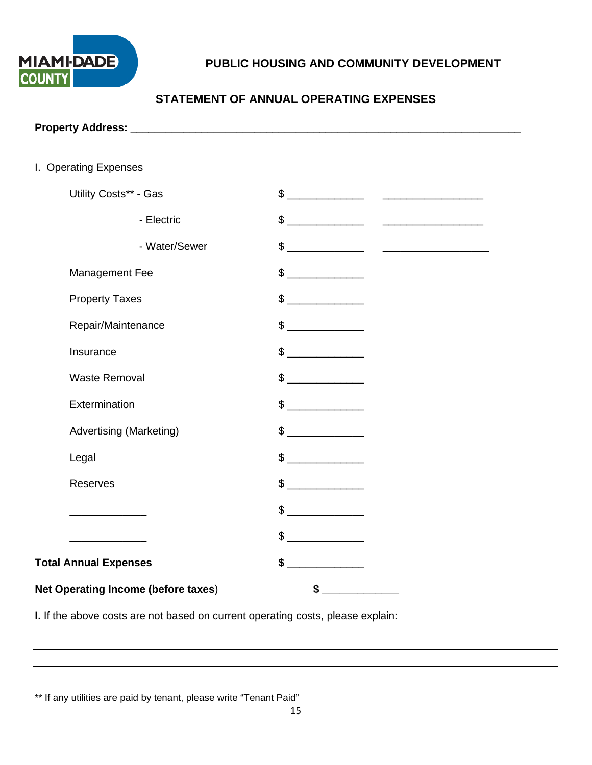MIAMI-DADE COUNTY

## PUBLIC HOUSING AND COMMUNITY DEVELOPMENT

## STATEMENT OF ANNUAL OPERATING EXPENSES

**Property Address:** ______________________________________________________________

I. Operating Expenses

| | | |
|---|---|---|
| Utility Costs** - Gas | $ _____________ | _________________ |
| - Electric | $ _____________ | _________________ |
| - Water/Sewer | $ _____________ | __________________ |
| Management Fee | $ _____________ | |
| Property Taxes | $ _____________ | |
| Repair/Maintenance | $ _____________ | |
| Insurance | $ _____________ | |
| Waste Removal | $ _____________ | |
| Extermination | $ _____________ | |
| Advertising (Marketing) | $ _____________ | |
| Legal | $ _____________ | |
| Reserves | $ _____________ | |
| _____________ | $ _____________ | |
| _____________ | $ _____________ | |
| **Total Annual Expenses** | **$** _____________ | |
| **Net Operating Income (before taxes)** | **$** _____________ | |

**I.** If the above costs are not based on current operating costs, please explain:

______________________________________________________________________________

______________________________________________________________________________

** If any utilities are paid by tenant, please write "Tenant Paid"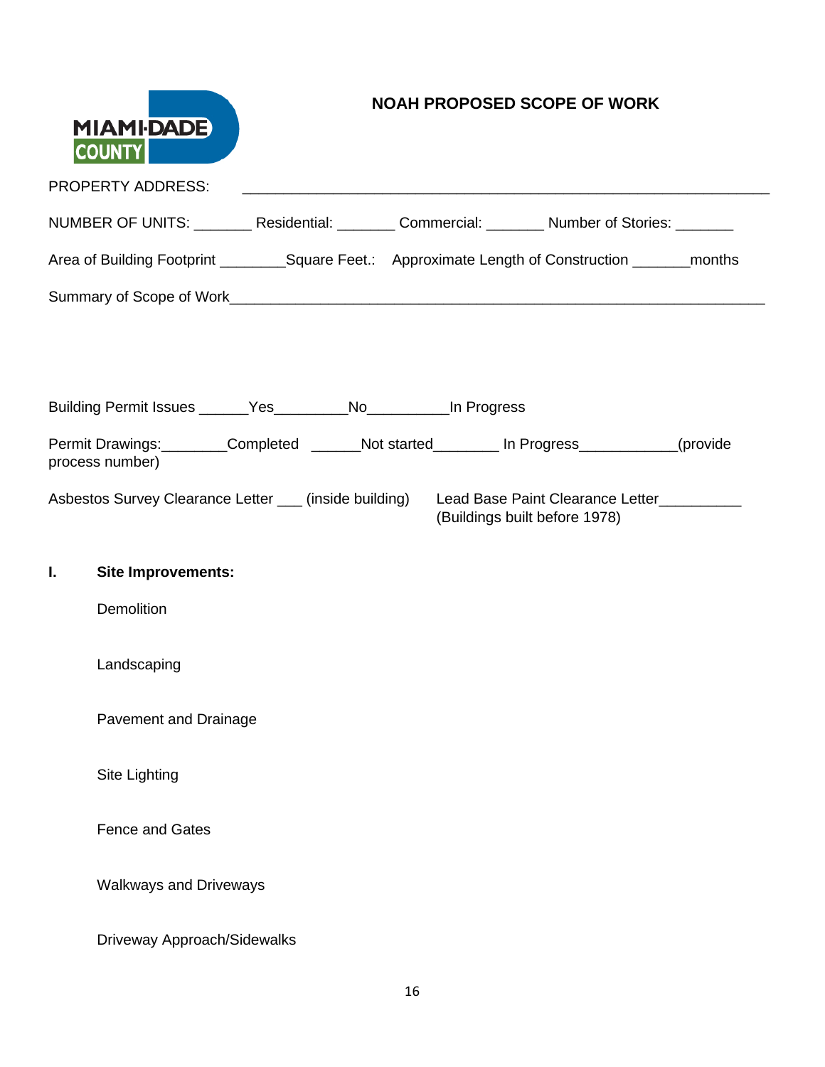# NOAH PROPOSED SCOPE OF WORK

PROPERTY ADDRESS: ____________________________________________________________

NUMBER OF UNITS: _______ Residential: _______ Commercial: _______ Number of Stories: _______

Area of Building Footprint ________Square Feet.: Approximate Length of Construction _______months

Summary of Scope of Work_________________________________________________________________

Building Permit Issues ______Yes_________No__________In Progress

Permit Drawings:________Completed ______Not started________ In Progress____________(provide process number)

Asbestos Survey Clearance Letter ___ (inside building)

Lead Base Paint Clearance Letter__________ (Buildings built before 1978)

**I. Site Improvements:**

Demolition

Landscaping

Pavement and Drainage

Site Lighting

Fence and Gates

Walkways and Driveways

Driveway Approach/Sidewalks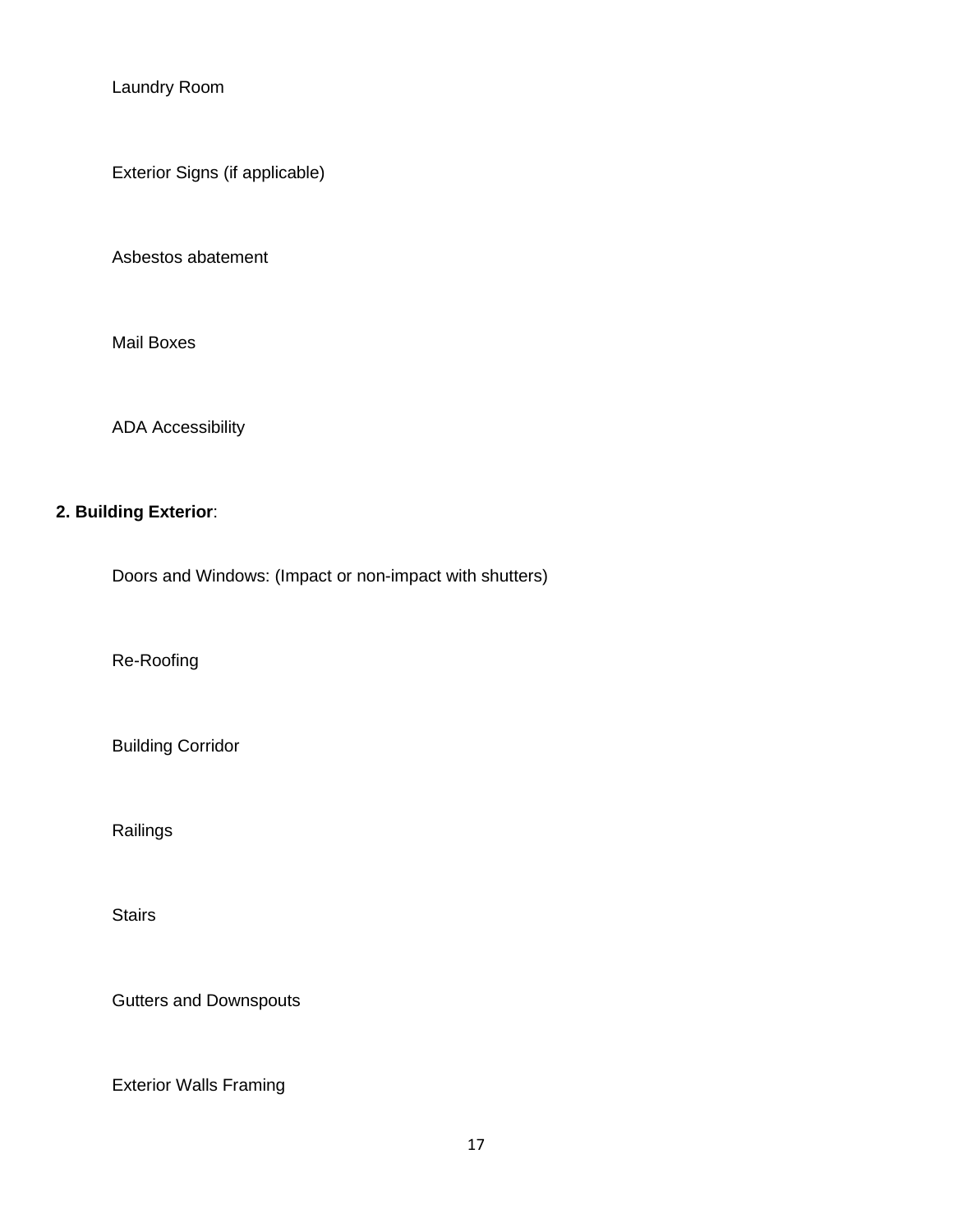Laundry Room

Exterior Signs (if applicable)

Asbestos abatement

Mail Boxes

ADA Accessibility

**2. Building Exterior**:

Doors and Windows: (Impact or non-impact with shutters)

Re-Roofing

Building Corridor

Railings

Stairs

Gutters and Downspouts

Exterior Walls Framing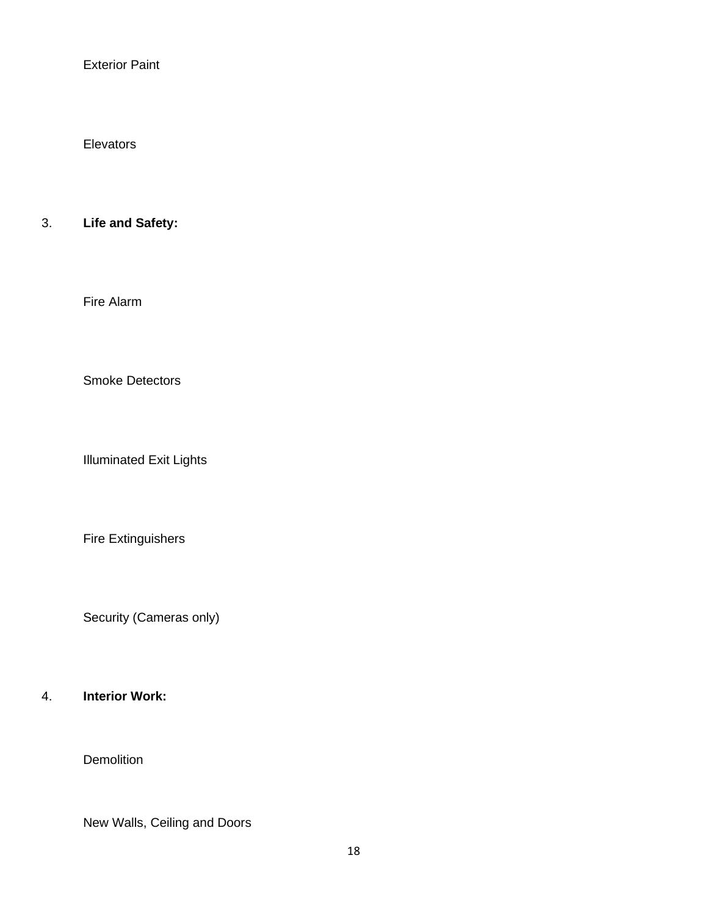Exterior Paint

Elevators

3. **Life and Safety:**

Fire Alarm

Smoke Detectors

Illuminated Exit Lights

Fire Extinguishers

Security (Cameras only)

4. **Interior Work:**

Demolition

New Walls, Ceiling and Doors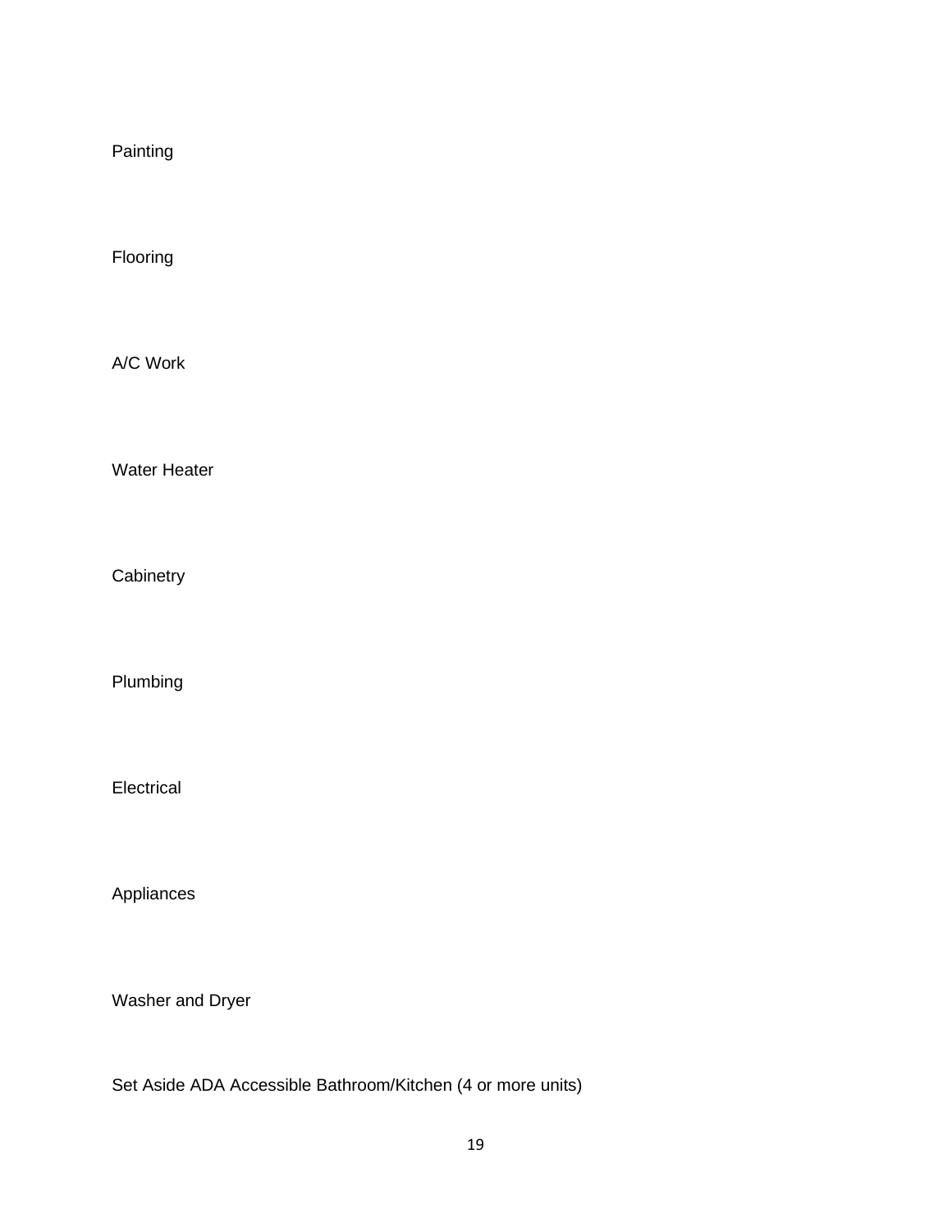Painting

Flooring

A/C Work

Water Heater

Cabinetry

Plumbing

Electrical

Appliances

Washer and Dryer

Set Aside ADA Accessible Bathroom/Kitchen (4 or more units)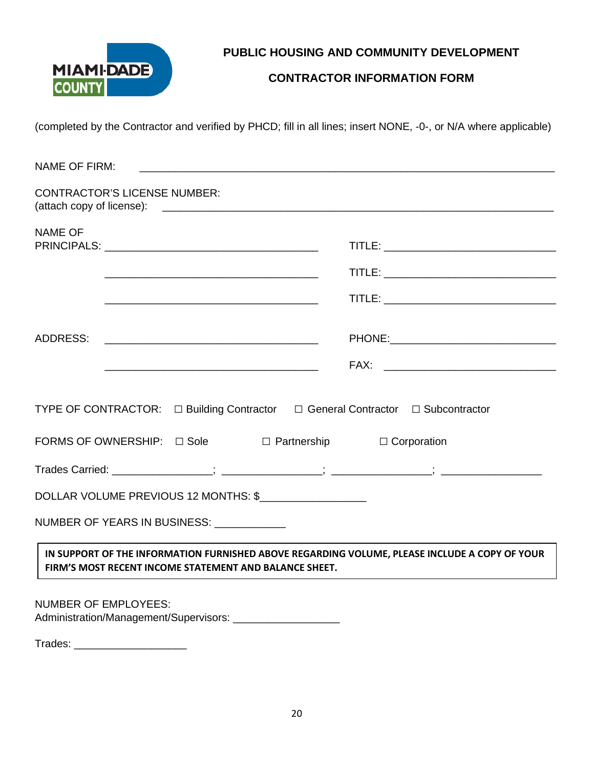# PUBLIC HOUSING AND COMMUNITY DEVELOPMENT

## CONTRACTOR INFORMATION FORM

(completed by the Contractor and verified by PHCD; fill in all lines; insert NONE, -0-, or N/A where applicable)

NAME OF FIRM: ______________________________________________________________

CONTRACTOR'S LICENSE NUMBER:
(attach copy of license): ______________________________________________________________

NAME OF PRINCIPALS: ____________________________________ TITLE: ______________________________

____________________________________ TITLE: ______________________________

____________________________________ TITLE: ______________________________

ADDRESS: ____________________________________ PHONE: ______________________________

____________________________________ FAX: ______________________________

TYPE OF CONTRACTOR: ☐ Building Contractor ☐ General Contractor ☐ Subcontractor

FORMS OF OWNERSHIP: ☐ Sole ☐ Partnership ☐ Corporation

Trades Carried: _________________; _________________; _________________; _________________

DOLLAR VOLUME PREVIOUS 12 MONTHS: $__________________

NUMBER OF YEARS IN BUSINESS: ____________

**IN SUPPORT OF THE INFORMATION FURNISHED ABOVE REGARDING VOLUME, PLEASE INCLUDE A COPY OF YOUR FIRM'S MOST RECENT INCOME STATEMENT AND BALANCE SHEET.**

NUMBER OF EMPLOYEES:
Administration/Management/Supervisors: __________________

Trades: ___________________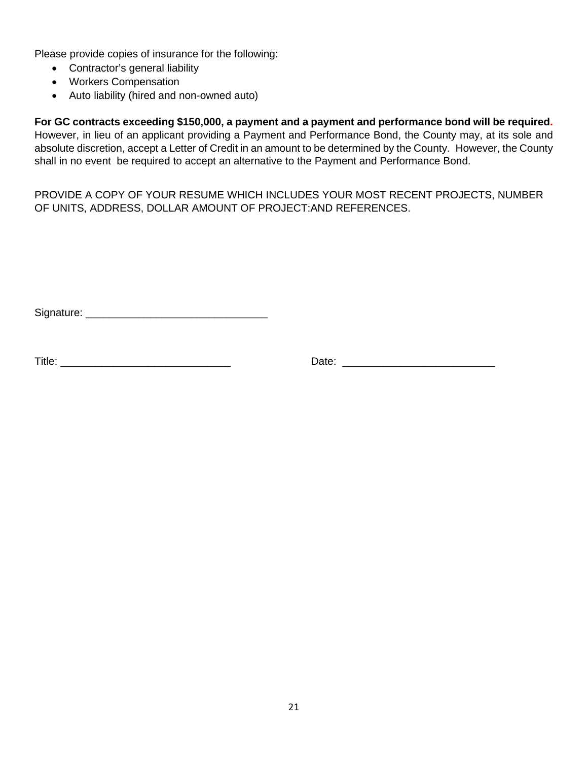Please provide copies of insurance for the following:

- Contractor's general liability
- Workers Compensation
- Auto liability (hired and non-owned auto)

**For GC contracts exceeding $150,000, a payment and a payment and performance bond will be required.** However, in lieu of an applicant providing a Payment and Performance Bond, the County may, at its sole and absolute discretion, accept a Letter of Credit in an amount to be determined by the County. However, the County shall in no event be required to accept an alternative to the Payment and Performance Bond.

PROVIDE A COPY OF YOUR RESUME WHICH INCLUDES YOUR MOST RECENT PROJECTS, NUMBER OF UNITS, ADDRESS, DOLLAR AMOUNT OF PROJECT:AND REFERENCES.

Signature: ______________________________

Title: ____________________________ Date: _________________________